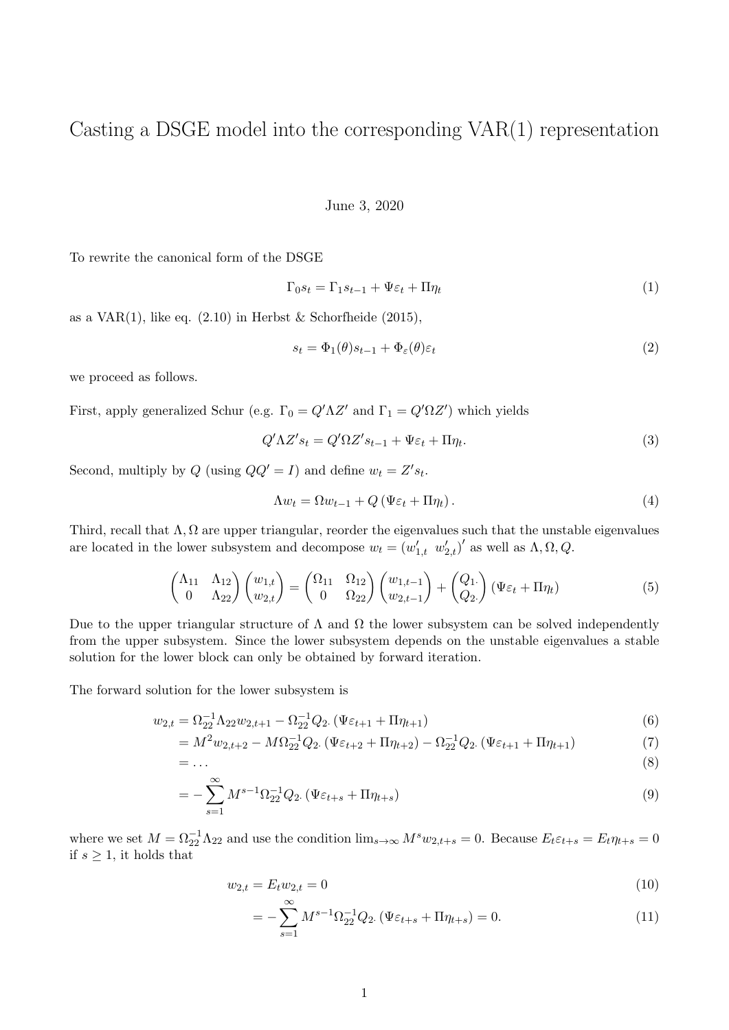# Casting a DSGE model into the corresponding VAR(1) representation

June 3, 2020

To rewrite the canonical form of the DSGE

$$\Gamma_0 s_t = \Gamma_1 s_{t-1} + \Psi \varepsilon_t + \Pi \eta_t \tag{1}$$

as a VAR(1), like eq. (2.10) in Herbst & Schorfheide (2015),

$$s_t = \Phi_1(\theta) s_{t-1} + \Phi_\varepsilon(\theta) \varepsilon_t \tag{2}$$

we proceed as follows.

First, apply generalized Schur (e.g. $\Gamma_0 = Q'\Lambda Z'$ and $\Gamma_1 = Q'\Omega Z'$) which yields

$$Q'\Lambda Z' s_t = Q'\Omega Z' s_{t-1} + \Psi \varepsilon_t + \Pi \eta_t. \tag{3}$$

Second, multiply by $Q$ (using $QQ' = I$) and define $w_t = Z' s_t$.

$$\Lambda w_t = \Omega w_{t-1} + Q \left( \Psi \varepsilon_t + \Pi \eta_t \right). \tag{4}$$

Third, recall that $\Lambda, \Omega$ are upper triangular, reorder the eigenvalues such that the unstable eigenvalues are located in the lower subsystem and decompose $w_t = (w_{1,t}' \;\; w_{2,t}')'$ as well as $\Lambda, \Omega, Q$.

$$\begin{pmatrix} \Lambda_{11} & \Lambda_{12} \\ 0 & \Lambda_{22} \end{pmatrix} \begin{pmatrix} w_{1,t} \\ w_{2,t} \end{pmatrix} = \begin{pmatrix} \Omega_{11} & \Omega_{12} \\ 0 & \Omega_{22} \end{pmatrix} \begin{pmatrix} w_{1,t-1} \\ w_{2,t-1} \end{pmatrix} + \begin{pmatrix} Q_{1\cdot} \\ Q_{2\cdot} \end{pmatrix} \left( \Psi \varepsilon_t + \Pi \eta_t \right) \tag{5}$$

Due to the upper triangular structure of $\Lambda$ and $\Omega$ the lower subsystem can be solved independently from the upper subsystem. Since the lower subsystem depends on the unstable eigenvalues a stable solution for the lower block can only be obtained by forward iteration.

The forward solution for the lower subsystem is

$$\begin{aligned}
w_{2,t} &= \Omega_{22}^{-1} \Lambda_{22} w_{2,t+1} - \Omega_{22}^{-1} Q_{2\cdot} \left( \Psi \varepsilon_{t+1} + \Pi \eta_{t+1} \right) && (6) \\
&= M^2 w_{2,t+2} - M \Omega_{22}^{-1} Q_{2\cdot} \left( \Psi \varepsilon_{t+2} + \Pi \eta_{t+2} \right) - \Omega_{22}^{-1} Q_{2\cdot} \left( \Psi \varepsilon_{t+1} + \Pi \eta_{t+1} \right) && (7) \\
&= \dots && (8) \\
&= - \sum_{s=1}^{\infty} M^{s-1} \Omega_{22}^{-1} Q_{2\cdot} \left( \Psi \varepsilon_{t+s} + \Pi \eta_{t+s} \right) && (9)
\end{aligned}$$

where we set $M = \Omega_{22}^{-1} \Lambda_{22}$ and use the condition $\lim_{s \to \infty} M^s w_{2,t+s} = 0$. Because $E_t \varepsilon_{t+s} = E_t \eta_{t+s} = 0$ if $s \geq 1$, it holds that

$$\begin{aligned}
w_{2,t} &= E_t w_{2,t} = 0 && (10) \\
&= - \sum_{s=1}^{\infty} M^{s-1} \Omega_{22}^{-1} Q_{2\cdot} \left( \Psi \varepsilon_{t+s} + \Pi \eta_{t+s} \right) = 0. && (11)
\end{aligned}$$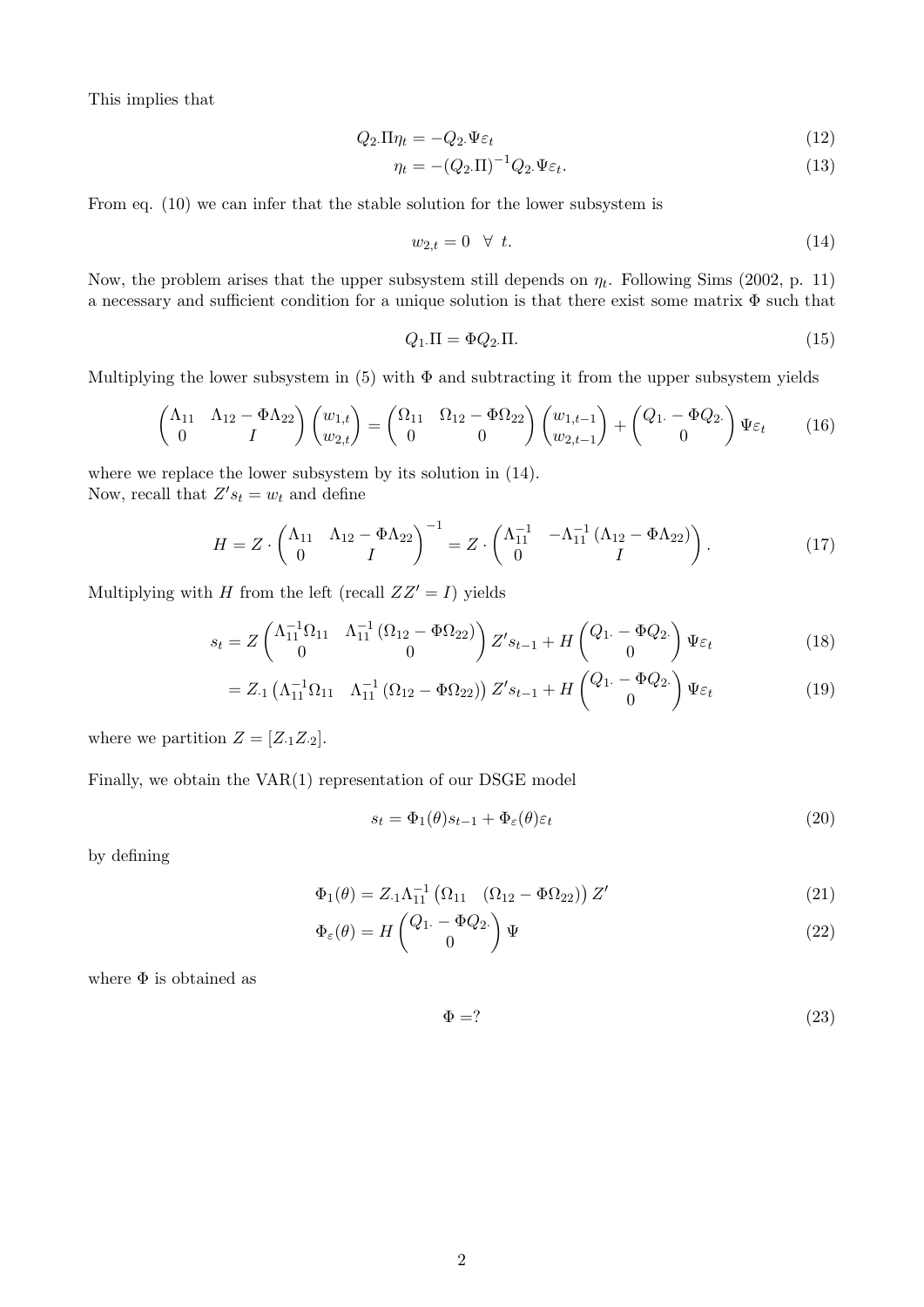This implies that

$$Q_{2\cdot}\Pi\eta_t = -Q_{2\cdot}\Psi\varepsilon_t \tag{12}$$

$$\eta_t = -(Q_{2\cdot}\Pi)^{-1}Q_{2\cdot}\Psi\varepsilon_t. \tag{13}$$

From eq. (10) we can infer that the stable solution for the lower subsystem is

$$w_{2,t} = 0 \quad \forall \ t. \tag{14}$$

Now, the problem arises that the upper subsystem still depends on $\eta_t$. Following Sims (2002, p. 11) a necessary and sufficient condition for a unique solution is that there exist some matrix $\Phi$ such that

$$Q_{1\cdot}\Pi = \Phi Q_{2\cdot}\Pi. \tag{15}$$

Multiplying the lower subsystem in (5) with $\Phi$ and subtracting it from the upper subsystem yields

$$\begin{pmatrix} \Lambda_{11} & \Lambda_{12} - \Phi\Lambda_{22} \\ 0 & I \end{pmatrix} \begin{pmatrix} w_{1,t} \\ w_{2,t} \end{pmatrix} = \begin{pmatrix} \Omega_{11} & \Omega_{12} - \Phi\Omega_{22} \\ 0 & 0 \end{pmatrix} \begin{pmatrix} w_{1,t-1} \\ w_{2,t-1} \end{pmatrix} + \begin{pmatrix} Q_{1\cdot} - \Phi Q_{2\cdot} \\ 0 \end{pmatrix} \Psi\varepsilon_t \tag{16}$$

where we replace the lower subsystem by its solution in (14).
Now, recall that $Z's_t = w_t$ and define

$$H = Z \cdot \begin{pmatrix} \Lambda_{11} & \Lambda_{12} - \Phi\Lambda_{22} \\ 0 & I \end{pmatrix}^{-1} = Z \cdot \begin{pmatrix} \Lambda_{11}^{-1} & -\Lambda_{11}^{-1}(\Lambda_{12} - \Phi\Lambda_{22}) \\ 0 & I \end{pmatrix}. \tag{17}$$

Multiplying with $H$ from the left (recall $ZZ' = I$) yields

$$s_t = Z \begin{pmatrix} \Lambda_{11}^{-1}\Omega_{11} & \Lambda_{11}^{-1}(\Omega_{12} - \Phi\Omega_{22}) \\ 0 & 0 \end{pmatrix} Z's_{t-1} + H \begin{pmatrix} Q_{1\cdot} - \Phi Q_{2\cdot} \\ 0 \end{pmatrix} \Psi\varepsilon_t \tag{18}$$

$$= Z_{\cdot 1} \begin{pmatrix} \Lambda_{11}^{-1}\Omega_{11} & \Lambda_{11}^{-1}(\Omega_{12} - \Phi\Omega_{22}) \end{pmatrix} Z's_{t-1} + H \begin{pmatrix} Q_{1\cdot} - \Phi Q_{2\cdot} \\ 0 \end{pmatrix} \Psi\varepsilon_t \tag{19}$$

where we partition $Z = [Z_{\cdot 1} Z_{\cdot 2}]$.

Finally, we obtain the VAR(1) representation of our DSGE model

$$s_t = \Phi_1(\theta)s_{t-1} + \Phi_\varepsilon(\theta)\varepsilon_t \tag{20}$$

by defining

$$\Phi_1(\theta) = Z_{\cdot 1}\Lambda_{11}^{-1} \begin{pmatrix} \Omega_{11} & (\Omega_{12} - \Phi\Omega_{22}) \end{pmatrix} Z' \tag{21}$$

$$\Phi_\varepsilon(\theta) = H \begin{pmatrix} Q_{1\cdot} - \Phi Q_{2\cdot} \\ 0 \end{pmatrix} \Psi \tag{22}$$

where $\Phi$ is obtained as

$$\Phi = ? \tag{23}$$